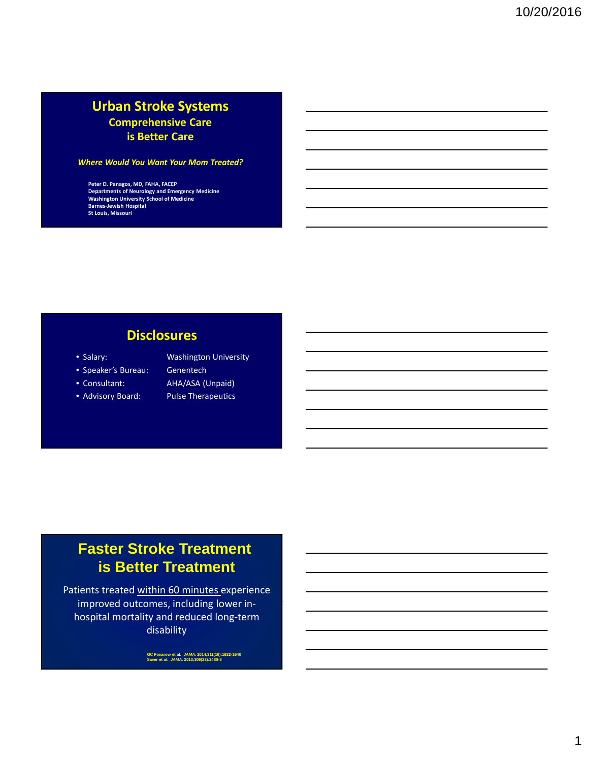# Urban Stroke Systems

## Comprehensive Care is Better Care

***Where Would You Want Your Mom Treated?***

**Peter D. Panagos, MD, FAHA, FACEP**
**Departments of Neurology and Emergency Medicine**
**Washington University School of Medicine**
**Barnes-Jewish Hospital**
**St Louis, Missouri**

## Disclosures

| | |
|---|---|
| • Salary: | Washington University |
| • Speaker's Bureau: | Genentech |
| • Consultant: | AHA/ASA (Unpaid) |
| • Advisory Board: | Pulse Therapeutics |

## Faster Stroke Treatment is Better Treatment

Patients treated within 60 minutes experience improved outcomes, including lower in-hospital mortality and reduced long-term disability

GC Fonarow et al. *JAMA*. 2014;311(16):1632-1640
Saver et al. *JAMA*. 2013;309(23):2480-8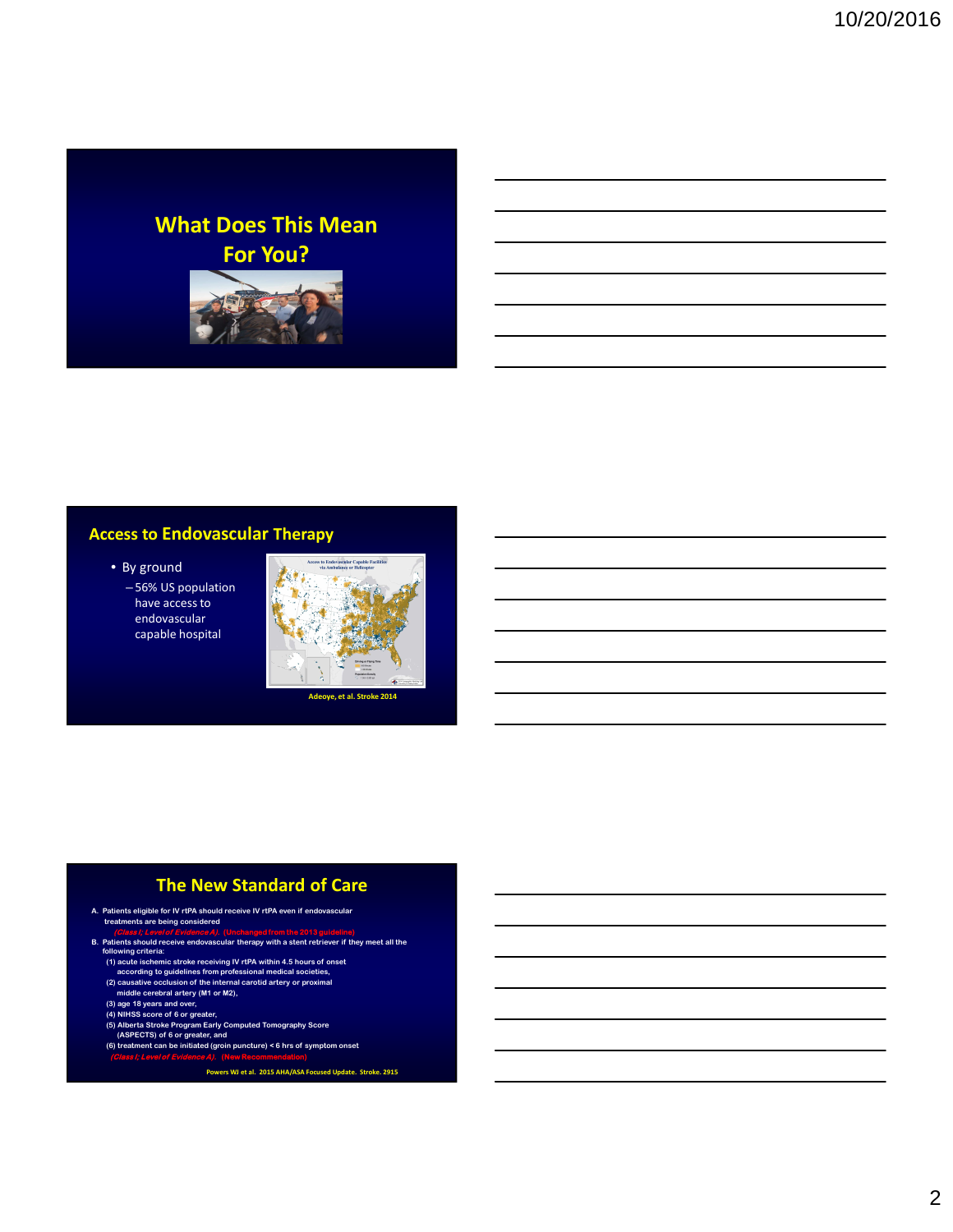## What Does This Mean For You?

## Access to Endovascular Therapy

- By ground
  - 56% US population have access to endovascular capable hospital

Adeoye, et al. Stroke 2014

## The New Standard of Care

A. Patients eligible for IV rtPA should receive IV rtPA even if endovascular treatments are being considered
   *(Class I; Level of Evidence A).* (Unchanged from the 2013 guideline)

B. Patients should receive endovascular therapy with a stent retriever if they meet all the following criteria:
   (1) acute ischemic stroke receiving IV rtPA within 4.5 hours of onset according to guidelines from professional medical societies,
   (2) causative occlusion of the internal carotid artery or proximal middle cerebral artery (M1 or M2),
   (3) age 18 years and over,
   (4) NIHSS score of 6 or greater,
   (5) Alberta Stroke Program Early Computed Tomography Score (ASPECTS) of 6 or greater, and
   (6) treatment can be initiated (groin puncture) < 6 hrs of symptom onset
   *(Class I; Level of Evidence A).* (New Recommendation)

Powers WJ et al. 2015 AHA/ASA Focused Update. Stroke. 2915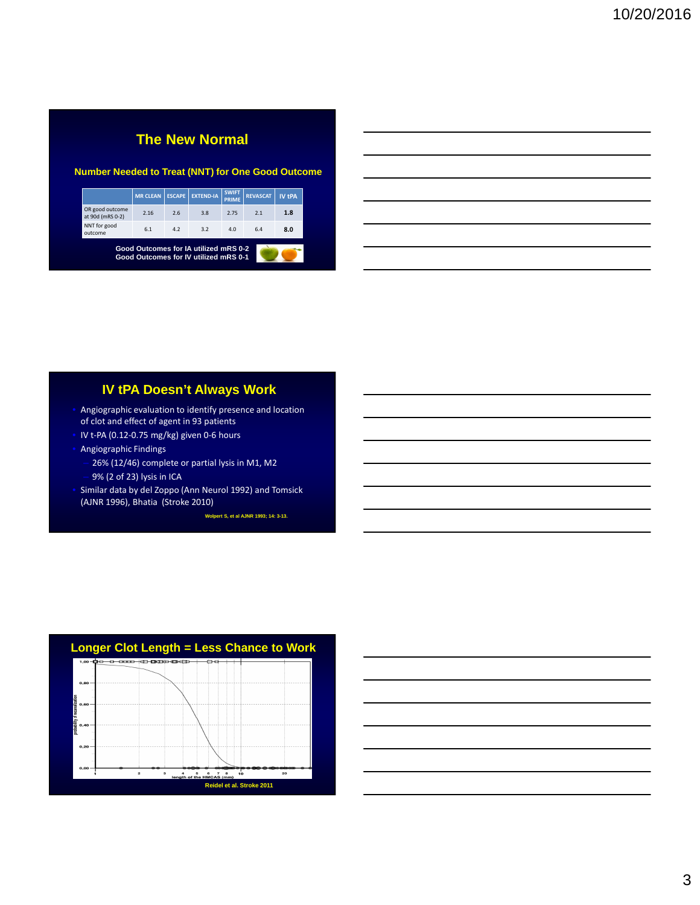## The New Normal

### Number Needed to Treat (NNT) for One Good Outcome

| | MR CLEAN | ESCAPE | EXTEND-IA | SWIFT PRIME | REVASCAT | IV tPA |
|---|---|---|---|---|---|---|
| OR good outcome at 90d (mRS 0-2) | 2.16 | 2.6 | 3.8 | 2.75 | 2.1 | **1.8** |
| NNT for good outcome | 6.1 | 4.2 | 3.2 | 4.0 | 6.4 | **8.0** |

**Good Outcomes for IA utilized mRS 0-2**
**Good Outcomes for IV utilized mRS 0-1**

## IV tPA Doesn't Always Work

- Angiographic evaluation to identify presence and location of clot and effect of agent in 93 patients
- IV t-PA (0.12-0.75 mg/kg) given 0-6 hours
- Angiographic Findings
  - 26% (12/46) complete or partial lysis in M1, M2
  - 9% (2 of 23) lysis in ICA
- Similar data by del Zoppo (Ann Neurol 1992) and Tomsick (AJNR 1996), Bhatia (Stroke 2010)

Wolpert S, et al AJNR 1993; 14: 3-13.

## Longer Clot Length = Less Chance to Work

Reidel et al. Stroke 2011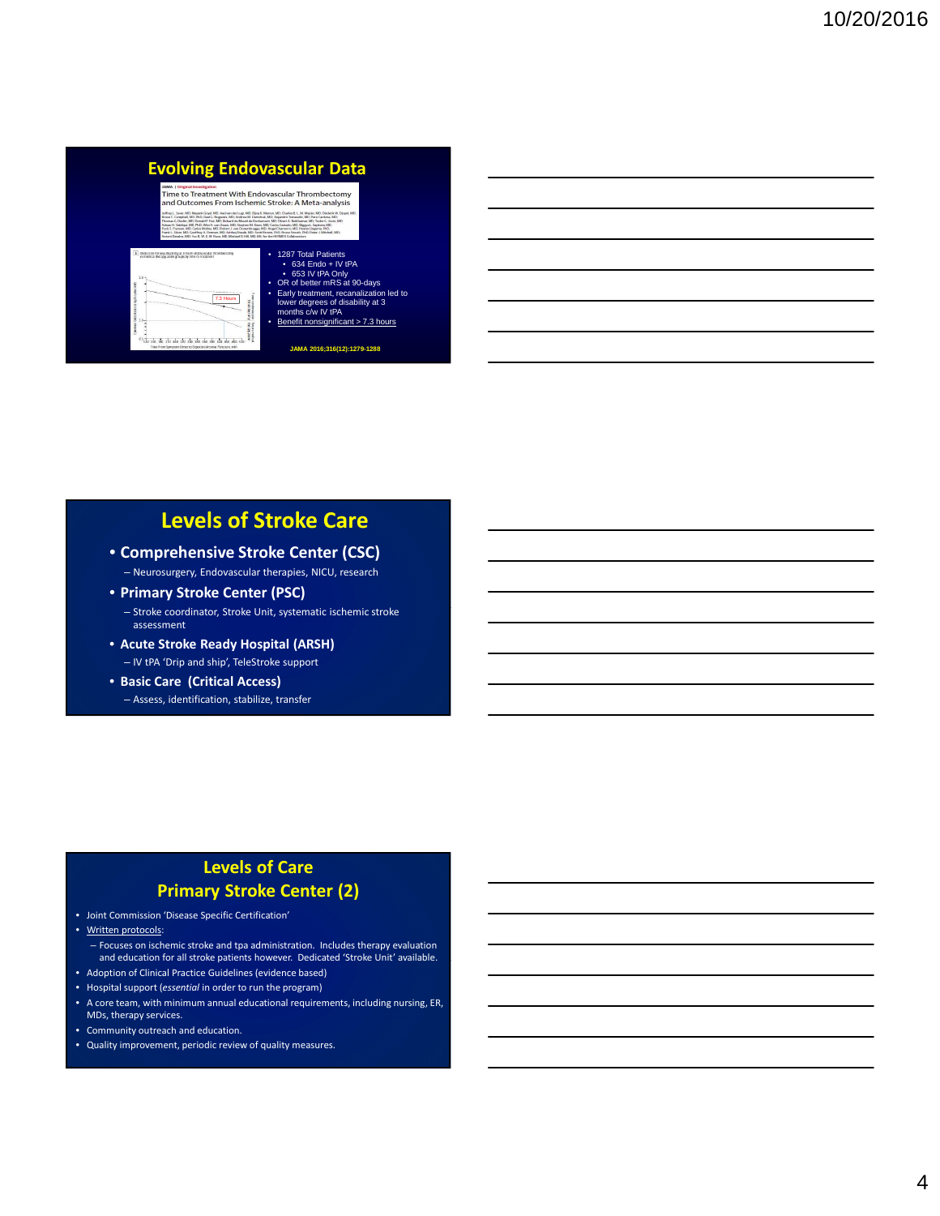## Evolving Endovascular Data

JAMA | Original Investigation

Time to Treatment With Endovascular Thrombectomy and Outcomes From Ischemic Stroke: A Meta-analysis

- 1287 Total Patients
  - 634 Endo + IV tPA
  - 653 IV tPA Only
- OR of better mRS at 90-days
- Early treatment, recanalization led to lower degrees of disability at 3 months c/w IV tPA
- Benefit nonsignificant > 7.3 hours

JAMA 2016;316(12):1279-1288

## Levels of Stroke Care

- **Comprehensive Stroke Center (CSC)**
  - Neurosurgery, Endovascular therapies, NICU, research
- **Primary Stroke Center (PSC)**
  - Stroke coordinator, Stroke Unit, systematic ischemic stroke assessment
- **Acute Stroke Ready Hospital (ARSH)**
  - IV tPA 'Drip and ship', TeleStroke support
- **Basic Care (Critical Access)**
  - Assess, identification, stabilize, transfer

## Levels of Care
## Primary Stroke Center (2)

- Joint Commission 'Disease Specific Certification'
- Written protocols:
  - Focuses on ischemic stroke and tpa administration. Includes therapy evaluation and education for all stroke patients however. Dedicated 'Stroke Unit' available.
- Adoption of Clinical Practice Guidelines (evidence based)
- Hospital support (*essential* in order to run the program)
- A core team, with minimum annual educational requirements, including nursing, ER, MDs, therapy services.
- Community outreach and education.
- Quality improvement, periodic review of quality measures.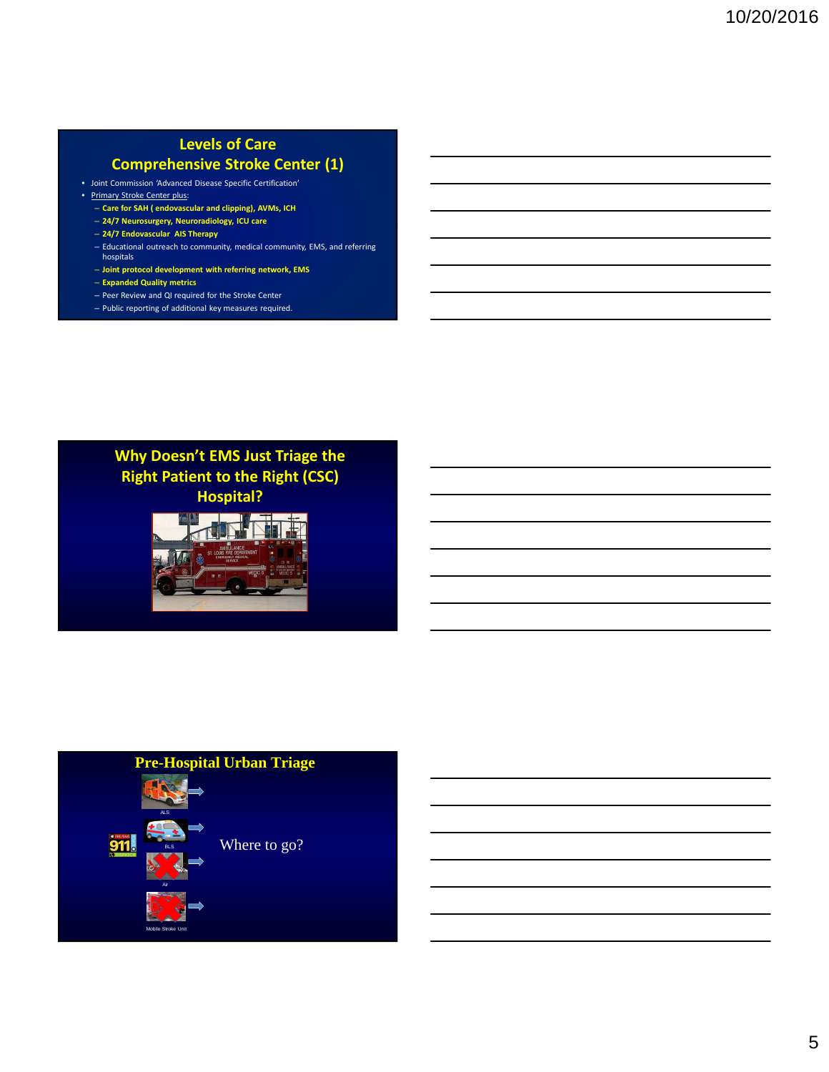## Levels of Care
## Comprehensive Stroke Center (1)

- Joint Commission 'Advanced Disease Specific Certification'
- Primary Stroke Center plus:
  - **Care for SAH ( endovascular and clipping), AVMs, ICH**
  - **24/7 Neurosurgery, Neuroradiology, ICU care**
  - **24/7 Endovascular AIS Therapy**
  - Educational outreach to community, medical community, EMS, and referring hospitals
  - **Joint protocol development with referring network, EMS**
  - **Expanded Quality metrics**
  - Peer Review and QI required for the Stroke Center
  - Public reporting of additional key measures required.

## Why Doesn't EMS Just Triage the Right Patient to the Right (CSC) Hospital?

## Pre-Hospital Urban Triage

ALS

BLS

Air

Mobile Stroke Unit

Where to go?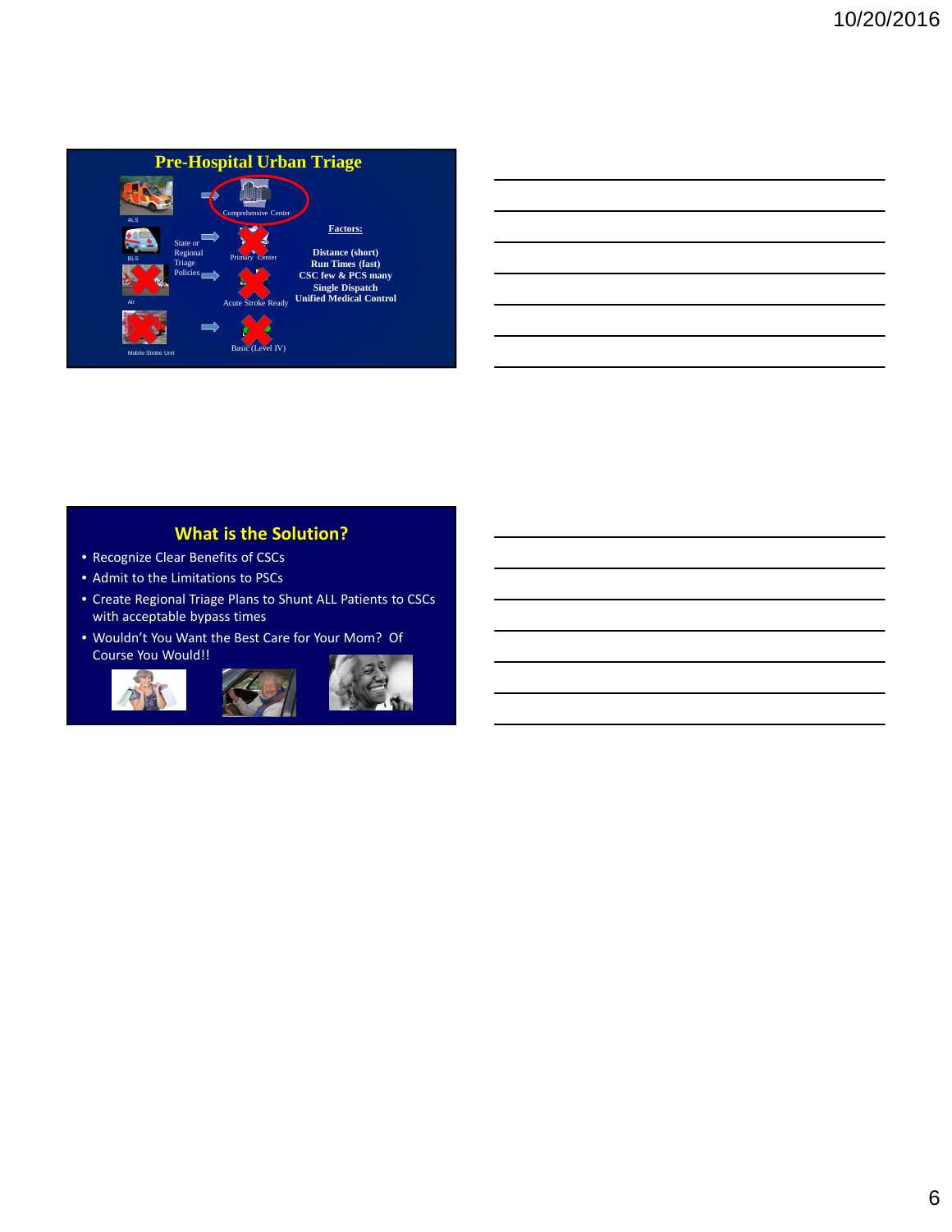## Pre-Hospital Urban Triage

ALS

BLS

Air

Mobile Stroke Unit

State or Regional Triage Policies

Comprehensive Center

Primary Center

Acute Stroke Ready

Basic (Level IV)

**Factors:**

**Distance (short)**
**Run Times (fast)**
**CSC few & PCS many**
**Single Dispatch**
**Unified Medical Control**

## What is the Solution?

- Recognize Clear Benefits of CSCs
- Admit to the Limitations to PSCs
- Create Regional Triage Plans to Shunt ALL Patients to CSCs with acceptable bypass times
- Wouldn't You Want the Best Care for Your Mom? Of Course You Would!!